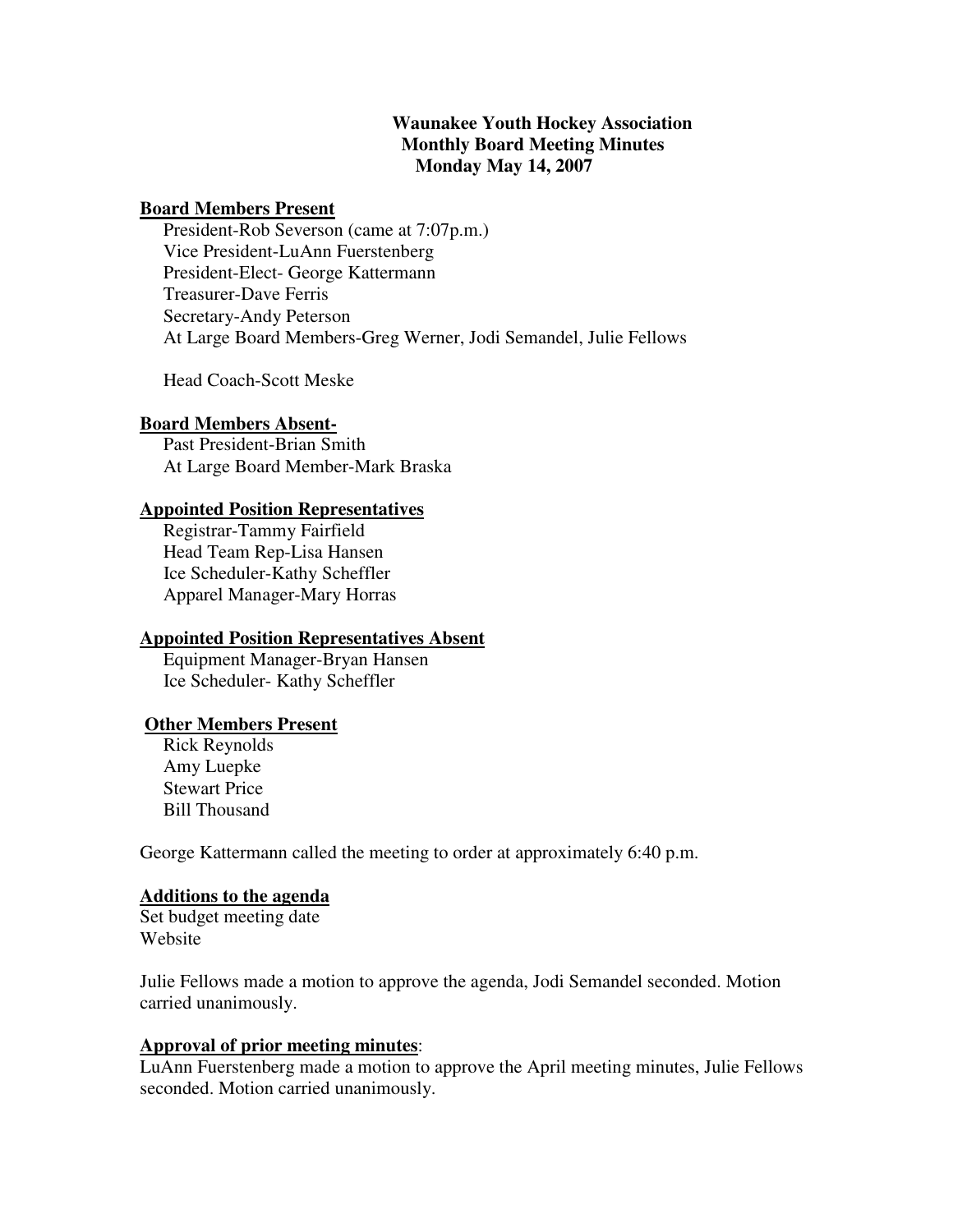# Waunakee Youth Hockey Association
## Monthly Board Meeting Minutes
### Monday May 14, 2007

**Board Members Present**

President-Rob Severson (came at 7:07p.m.)
Vice President-LuAnn Fuerstenberg
President-Elect- George Kattermann
Treasurer-Dave Ferris
Secretary-Andy Peterson
At Large Board Members-Greg Werner, Jodi Semandel, Julie Fellows

Head Coach-Scott Meske

**Board Members Absent-**

Past President-Brian Smith
At Large Board Member-Mark Braska

**Appointed Position Representatives**

Registrar-Tammy Fairfield
Head Team Rep-Lisa Hansen
Ice Scheduler-Kathy Scheffler
Apparel Manager-Mary Horras

**Appointed Position Representatives Absent**

Equipment Manager-Bryan Hansen
Ice Scheduler- Kathy Scheffler

**Other Members Present**

Rick Reynolds
Amy Luepke
Stewart Price
Bill Thousand

George Kattermann called the meeting to order at approximately 6:40 p.m.

**Additions to the agenda**

Set budget meeting date
Website

Julie Fellows made a motion to approve the agenda, Jodi Semandel seconded. Motion carried unanimously.

**Approval of prior meeting minutes**:

LuAnn Fuerstenberg made a motion to approve the April meeting minutes, Julie Fellows seconded. Motion carried unanimously.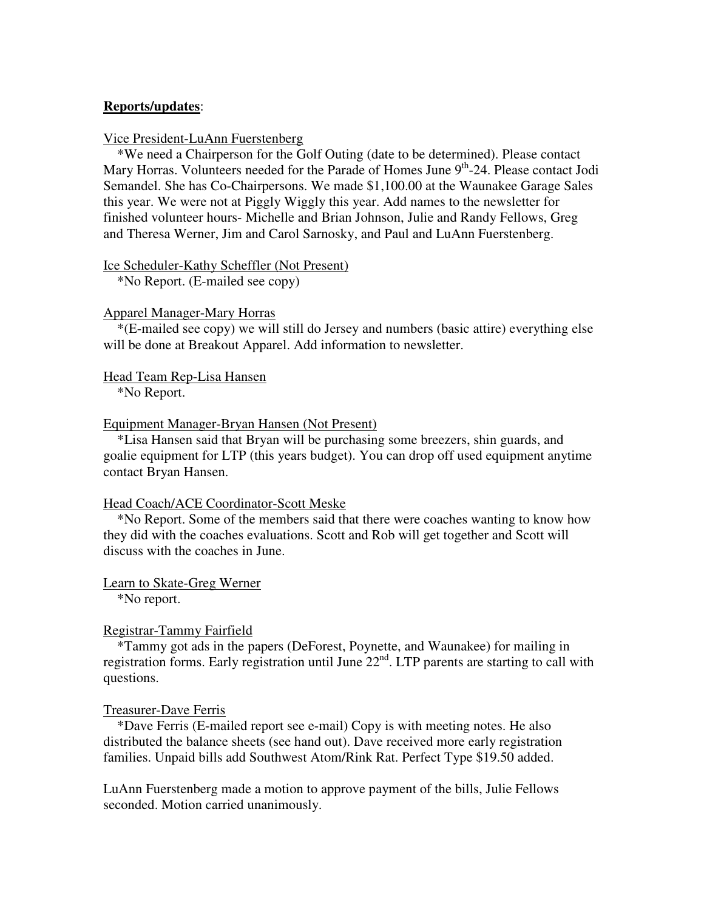**Reports/updates**:

Vice President-LuAnn Fuerstenberg

*We need a Chairperson for the Golf Outing (date to be determined). Please contact Mary Horras. Volunteers needed for the Parade of Homes June 9th-24. Please contact Jodi Semandel. She has Co-Chairpersons. We made $1,100.00 at the Waunakee Garage Sales this year. We were not at Piggly Wiggly this year. Add names to the newsletter for finished volunteer hours- Michelle and Brian Johnson, Julie and Randy Fellows, Greg and Theresa Werner, Jim and Carol Sarnosky, and Paul and LuAnn Fuerstenberg.

Ice Scheduler-Kathy Scheffler (Not Present)

*No Report. (E-mailed see copy)

Apparel Manager-Mary Horras

*(E-mailed see copy) we will still do Jersey and numbers (basic attire) everything else will be done at Breakout Apparel. Add information to newsletter.

Head Team Rep-Lisa Hansen

*No Report.

Equipment Manager-Bryan Hansen (Not Present)

*Lisa Hansen said that Bryan will be purchasing some breezers, shin guards, and goalie equipment for LTP (this years budget). You can drop off used equipment anytime contact Bryan Hansen.

Head Coach/ACE Coordinator-Scott Meske

*No Report. Some of the members said that there were coaches wanting to know how they did with the coaches evaluations. Scott and Rob will get together and Scott will discuss with the coaches in June.

Learn to Skate-Greg Werner

*No report.

Registrar-Tammy Fairfield

*Tammy got ads in the papers (DeForest, Poynette, and Waunakee) for mailing in registration forms. Early registration until June 22nd. LTP parents are starting to call with questions.

Treasurer-Dave Ferris

*Dave Ferris (E-mailed report see e-mail) Copy is with meeting notes. He also distributed the balance sheets (see hand out). Dave received more early registration families. Unpaid bills add Southwest Atom/Rink Rat. Perfect Type $19.50 added.

LuAnn Fuerstenberg made a motion to approve payment of the bills, Julie Fellows seconded. Motion carried unanimously.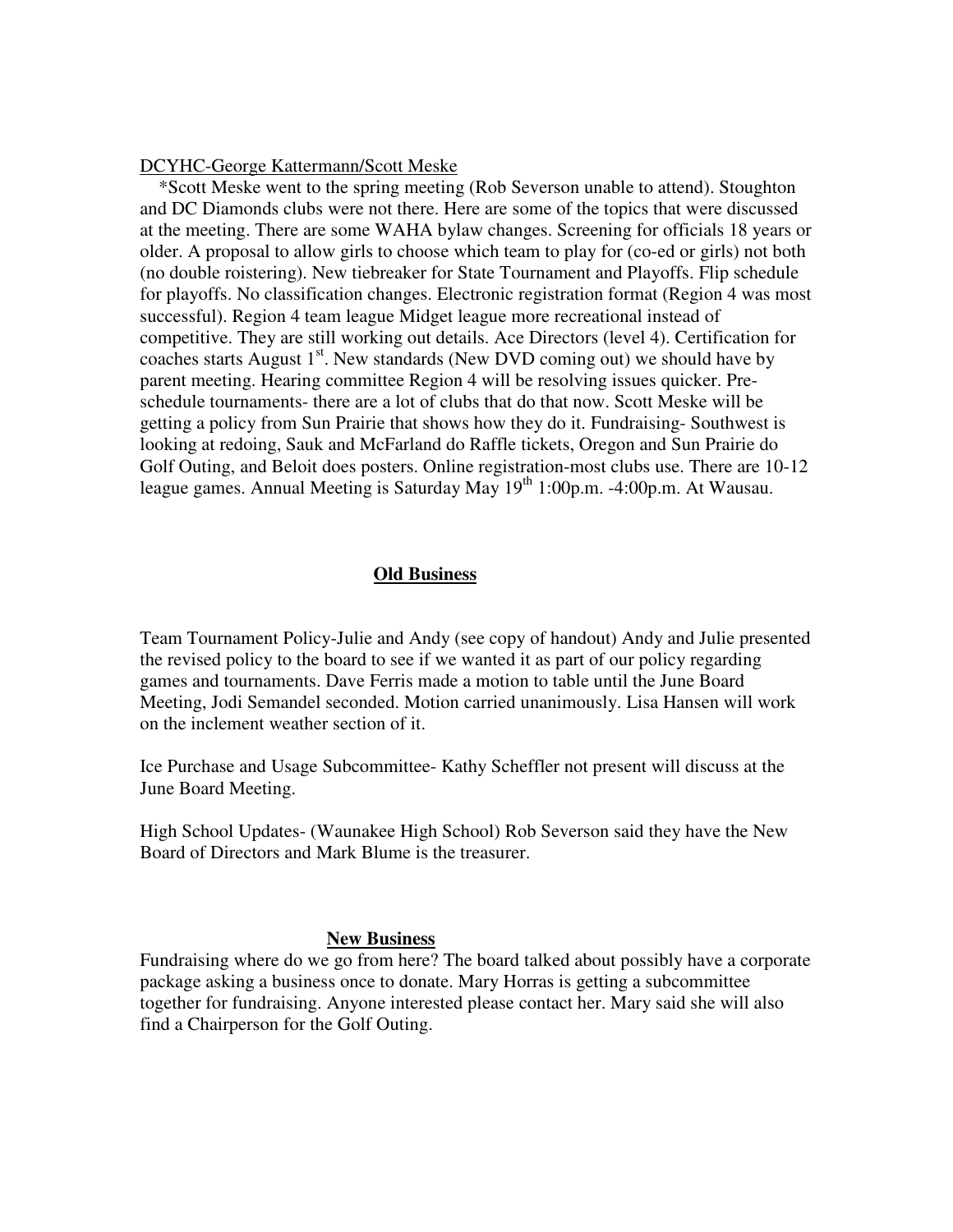DCYHC-George Kattermann/Scott Meske

*Scott Meske went to the spring meeting (Rob Severson unable to attend). Stoughton and DC Diamonds clubs were not there. Here are some of the topics that were discussed at the meeting. There are some WAHA bylaw changes. Screening for officials 18 years or older. A proposal to allow girls to choose which team to play for (co-ed or girls) not both (no double roistering). New tiebreaker for State Tournament and Playoffs. Flip schedule for playoffs. No classification changes. Electronic registration format (Region 4 was most successful). Region 4 team league Midget league more recreational instead of competitive. They are still working out details. Ace Directors (level 4). Certification for coaches starts August 1st. New standards (New DVD coming out) we should have by parent meeting. Hearing committee Region 4 will be resolving issues quicker. Pre-schedule tournaments- there are a lot of clubs that do that now. Scott Meske will be getting a policy from Sun Prairie that shows how they do it. Fundraising- Southwest is looking at redoing, Sauk and McFarland do Raffle tickets, Oregon and Sun Prairie do Golf Outing, and Beloit does posters. Online registration-most clubs use. There are 10-12 league games. Annual Meeting is Saturday May 19th 1:00p.m. -4:00p.m. At Wausau.

## Old Business

Team Tournament Policy-Julie and Andy (see copy of handout) Andy and Julie presented the revised policy to the board to see if we wanted it as part of our policy regarding games and tournaments. Dave Ferris made a motion to table until the June Board Meeting, Jodi Semandel seconded. Motion carried unanimously. Lisa Hansen will work on the inclement weather section of it.

Ice Purchase and Usage Subcommittee- Kathy Scheffler not present will discuss at the June Board Meeting.

High School Updates- (Waunakee High School) Rob Severson said they have the New Board of Directors and Mark Blume is the treasurer.

## New Business

Fundraising where do we go from here? The board talked about possibly have a corporate package asking a business once to donate. Mary Horras is getting a subcommittee together for fundraising. Anyone interested please contact her. Mary said she will also find a Chairperson for the Golf Outing.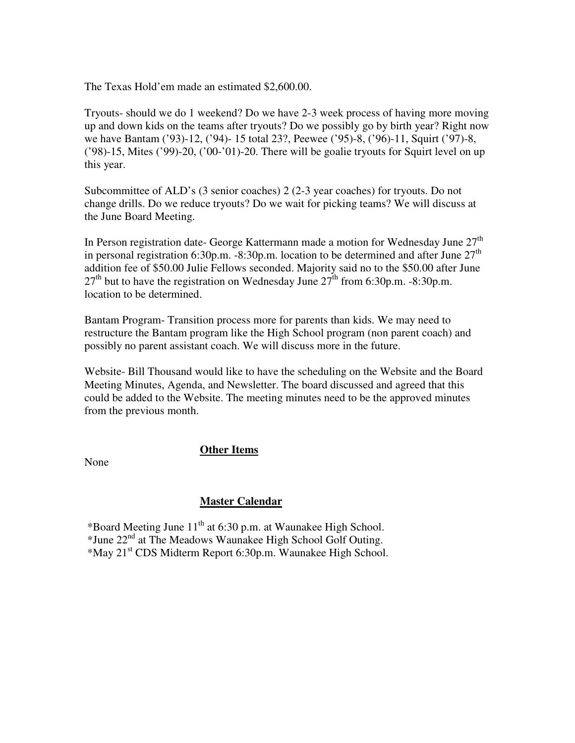The Texas Hold'em made an estimated $2,600.00.

Tryouts- should we do 1 weekend? Do we have 2-3 week process of having more moving up and down kids on the teams after tryouts? Do we possibly go by birth year? Right now we have Bantam ('93)-12, ('94)- 15 total 23?, Peewee ('95)-8, ('96)-11, Squirt ('97)-8, ('98)-15, Mites ('99)-20, ('00-'01)-20. There will be goalie tryouts for Squirt level on up this year.

Subcommittee of ALD's (3 senior coaches) 2 (2-3 year coaches) for tryouts. Do not change drills. Do we reduce tryouts? Do we wait for picking teams? We will discuss at the June Board Meeting.

In Person registration date- George Kattermann made a motion for Wednesday June 27th in personal registration 6:30p.m. -8:30p.m. location to be determined and after June 27th addition fee of $50.00 Julie Fellows seconded. Majority said no to the $50.00 after June 27th but to have the registration on Wednesday June 27th from 6:30p.m. -8:30p.m. location to be determined.

Bantam Program- Transition process more for parents than kids. We may need to restructure the Bantam program like the High School program (non parent coach) and possibly no parent assistant coach. We will discuss more in the future.

Website- Bill Thousand would like to have the scheduling on the Website and the Board Meeting Minutes, Agenda, and Newsletter. The board discussed and agreed that this could be added to the Website. The meeting minutes need to be the approved minutes from the previous month.

## Other Items

None

## Master Calendar

*Board Meeting June 11th at 6:30 p.m. at Waunakee High School.
*June 22nd at The Meadows Waunakee High School Golf Outing.
*May 21st CDS Midterm Report 6:30p.m. Waunakee High School.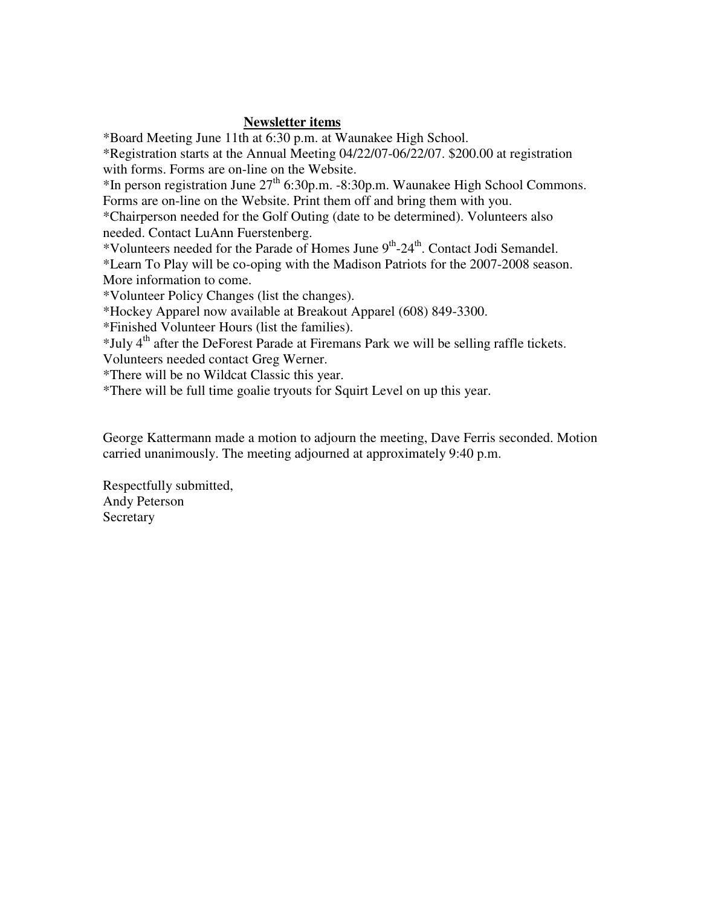**Newsletter items**

*Board Meeting June 11th at 6:30 p.m. at Waunakee High School.

*Registration starts at the Annual Meeting 04/22/07-06/22/07. $200.00 at registration with forms. Forms are on-line on the Website.

*In person registration June 27th 6:30p.m. -8:30p.m. Waunakee High School Commons. Forms are on-line on the Website. Print them off and bring them with you.

*Chairperson needed for the Golf Outing (date to be determined). Volunteers also needed. Contact LuAnn Fuerstenberg.

*Volunteers needed for the Parade of Homes June 9th-24th. Contact Jodi Semandel.

*Learn To Play will be co-oping with the Madison Patriots for the 2007-2008 season. More information to come.

*Volunteer Policy Changes (list the changes).

*Hockey Apparel now available at Breakout Apparel (608) 849-3300.

*Finished Volunteer Hours (list the families).

*July 4th after the DeForest Parade at Firemans Park we will be selling raffle tickets. Volunteers needed contact Greg Werner.

*There will be no Wildcat Classic this year.

*There will be full time goalie tryouts for Squirt Level on up this year.

George Kattermann made a motion to adjourn the meeting, Dave Ferris seconded. Motion carried unanimously. The meeting adjourned at approximately 9:40 p.m.

Respectfully submitted,
Andy Peterson
Secretary